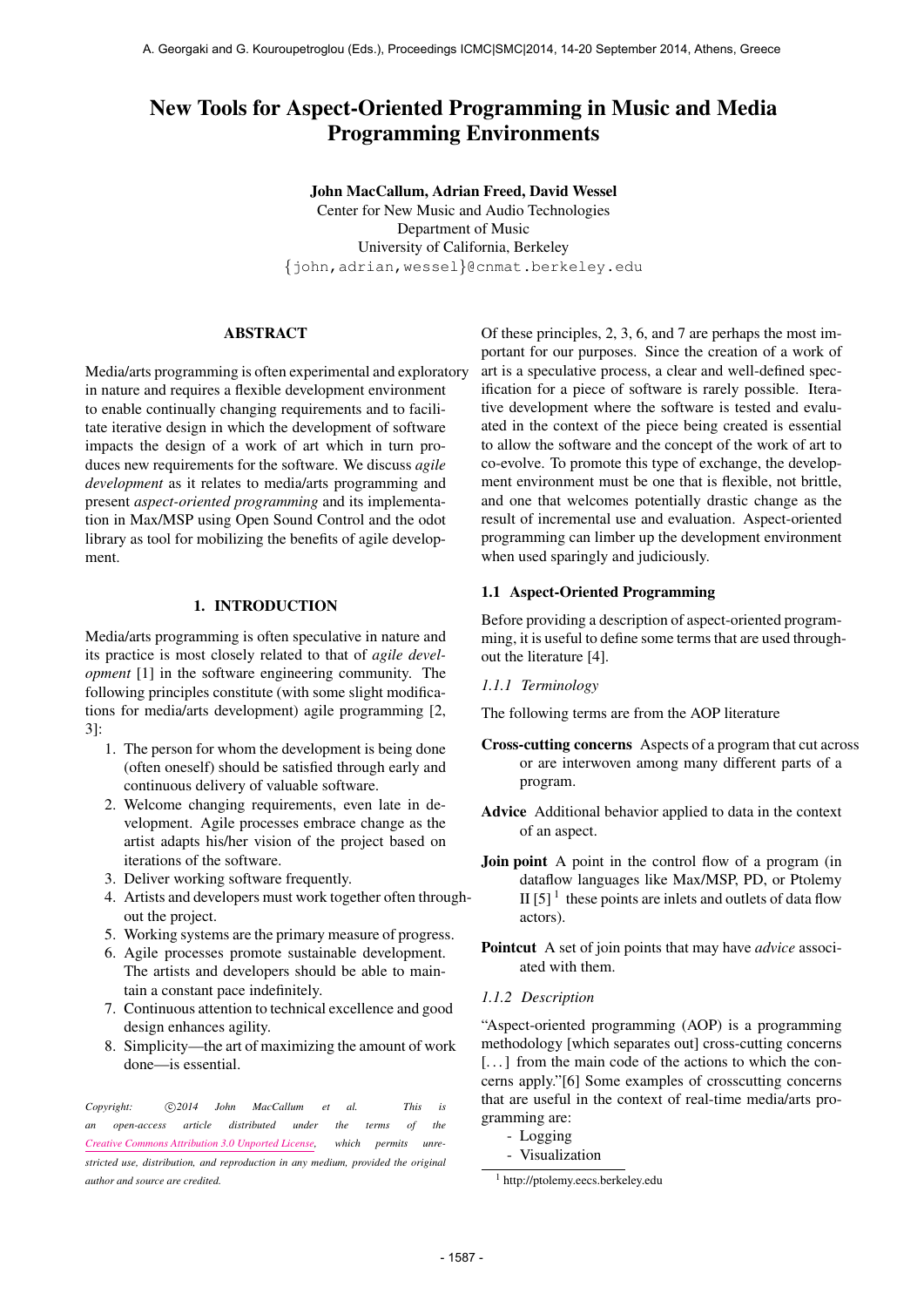# New Tools for Aspect-Oriented Programming in Music and Media Programming Environments

**John MacCallum, Adrian Freed, David Wessel**
Center for New Music and Audio Technologies
Department of Music
University of California, Berkeley
{john,adrian,wessel}@cnmat.berkeley.edu

## ABSTRACT

Media/arts programming is often experimental and exploratory in nature and requires a flexible development environment to enable continually changing requirements and to facilitate iterative design in which the development of software impacts the design of a work of art which in turn produces new requirements for the software. We discuss *agile development* as it relates to media/arts programming and present *aspect-oriented programming* and its implementation in Max/MSP using Open Sound Control and the odot library as tool for mobilizing the benefits of agile development.

## 1. INTRODUCTION

Media/arts programming is often speculative in nature and its practice is most closely related to that of *agile development* [1] in the software engineering community. The following principles constitute (with some slight modifications for media/arts development) agile programming [2, 3]:

1. The person for whom the development is being done (often oneself) should be satisfied through early and continuous delivery of valuable software.
2. Welcome changing requirements, even late in development. Agile processes embrace change as the artist adapts his/her vision of the project based on iterations of the software.
3. Deliver working software frequently.
4. Artists and developers must work together often throughout the project.
5. Working systems are the primary measure of progress.
6. Agile processes promote sustainable development. The artists and developers should be able to maintain a constant pace indefinitely.
7. Continuous attention to technical excellence and good design enhances agility.
8. Simplicity—the art of maximizing the amount of work done—is essential.

*Copyright: ©2014 John MacCallum et al. This is an open-access article distributed under the terms of the Creative Commons Attribution 3.0 Unported License, which permits unrestricted use, distribution, and reproduction in any medium, provided the original author and source are credited.*

Of these principles, 2, 3, 6, and 7 are perhaps the most important for our purposes. Since the creation of a work of art is a speculative process, a clear and well-defined specification for a piece of software is rarely possible. Iterative development where the software is tested and evaluated in the context of the piece being created is essential to allow the software and the concept of the work of art to co-evolve. To promote this type of exchange, the development environment must be one that is flexible, not brittle, and one that welcomes potentially drastic change as the result of incremental use and evaluation. Aspect-oriented programming can limber up the development environment when used sparingly and judiciously.

### 1.1 Aspect-Oriented Programming

Before providing a description of aspect-oriented programming, it is useful to define some terms that are used throughout the literature [4].

#### 1.1.1 Terminology

The following terms are from the AOP literature

**Cross-cutting concerns** Aspects of a program that cut across or are interwoven among many different parts of a program.

**Advice** Additional behavior applied to data in the context of an aspect.

**Join point** A point in the control flow of a program (in dataflow languages like Max/MSP, PD, or Ptolemy II [5] [1] these points are inlets and outlets of data flow actors).

**Pointcut** A set of join points that may have *advice* associated with them.

#### 1.1.2 Description

"Aspect-oriented programming (AOP) is a programming methodology [which separates out] cross-cutting concerns [...] from the main code of the actions to which the concerns apply."[6] Some examples of crosscutting concerns that are useful in the context of real-time media/arts programming are:

- Logging
- Visualization

[1] http://ptolemy.eecs.berkeley.edu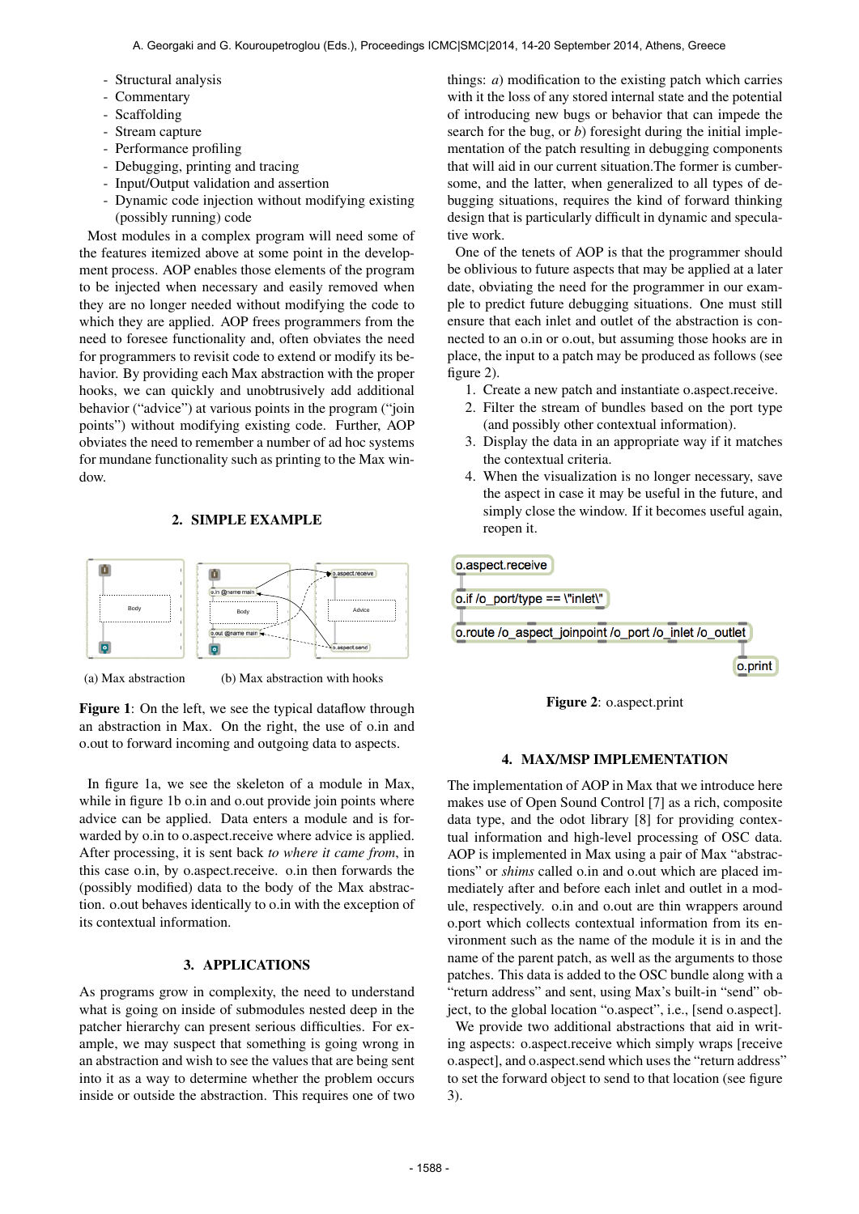- Structural analysis
- Commentary
- Scaffolding
- Stream capture
- Performance profiling
- Debugging, printing and tracing
- Input/Output validation and assertion
- Dynamic code injection without modifying existing (possibly running) code

Most modules in a complex program will need some of the features itemized above at some point in the development process. AOP enables those elements of the program to be injected when necessary and easily removed when they are no longer needed without modifying the code to which they are applied. AOP frees programmers from the need to foresee functionality and, often obviates the need for programmers to revisit code to extend or modify its behavior. By providing each Max abstraction with the proper hooks, we can quickly and unobtrusively add additional behavior ("advice") at various points in the program ("join points") without modifying existing code. Further, AOP obviates the need to remember a number of ad hoc systems for mundane functionality such as printing to the Max window.

## 2. SIMPLE EXAMPLE

(a) Max abstraction (b) Max abstraction with hooks

**Figure 1**: On the left, we see the typical dataflow through an abstraction in Max. On the right, the use of o.in and o.out to forward incoming and outgoing data to aspects.

In figure 1a, we see the skeleton of a module in Max, while in figure 1b o.in and o.out provide join points where advice can be applied. Data enters a module and is forwarded by o.in to o.aspect.receive where advice is applied. After processing, it is sent back *to where it came from*, in this case o.in, by o.aspect.receive. o.in then forwards the (possibly modified) data to the body of the Max abstraction. o.out behaves identically to o.in with the exception of its contextual information.

## 3. APPLICATIONS

As programs grow in complexity, the need to understand what is going on inside of submodules nested deep in the patcher hierarchy can present serious difficulties. For example, we may suspect that something is going wrong in an abstraction and wish to see the values that are being sent into it as a way to determine whether the problem occurs inside or outside the abstraction. This requires one of two things: *a*) modification to the existing patch which carries with it the loss of any stored internal state and the potential of introducing new bugs or behavior that can impede the search for the bug, or *b*) foresight during the initial implementation of the patch resulting in debugging components that will aid in our current situation.The former is cumbersome, and the latter, when generalized to all types of debugging situations, requires the kind of forward thinking design that is particularly difficult in dynamic and speculative work.

One of the tenets of AOP is that the programmer should be oblivious to future aspects that may be applied at a later date, obviating the need for the programmer in our example to predict future debugging situations. One must still ensure that each inlet and outlet of the abstraction is connected to an o.in or o.out, but assuming those hooks are in place, the input to a patch may be produced as follows (see figure 2).

1. Create a new patch and instantiate o.aspect.receive.
2. Filter the stream of bundles based on the port type (and possibly other contextual information).
3. Display the data in an appropriate way if it matches the contextual criteria.
4. When the visualization is no longer necessary, save the aspect in case it may be useful in the future, and simply close the window. If it becomes useful again, reopen it.

```
o.aspect.receive
o.if /o_port/type == \"inlet\"
o.route /o_aspect_joinpoint /o_port /o_inlet /o_outlet
o.print
```

**Figure 2**: o.aspect.print

## 4. MAX/MSP IMPLEMENTATION

The implementation of AOP in Max that we introduce here makes use of Open Sound Control [7] as a rich, composite data type, and the odot library [8] for providing contextual information and high-level processing of OSC data. AOP is implemented in Max using a pair of Max "abstractions" or *shims* called o.in and o.out which are placed immediately after and before each inlet and outlet in a module, respectively. o.in and o.out are thin wrappers around o.port which collects contextual information from its environment such as the name of the module it is in and the name of the parent patch, as well as the arguments to those patches. This data is added to the OSC bundle along with a "return address" and sent, using Max's built-in "send" object, to the global location "o.aspect", i.e., [send o.aspect].

We provide two additional abstractions that aid in writing aspects: o.aspect.receive which simply wraps [receive o.aspect], and o.aspect.send which uses the "return address" to set the forward object to send to that location (see figure 3).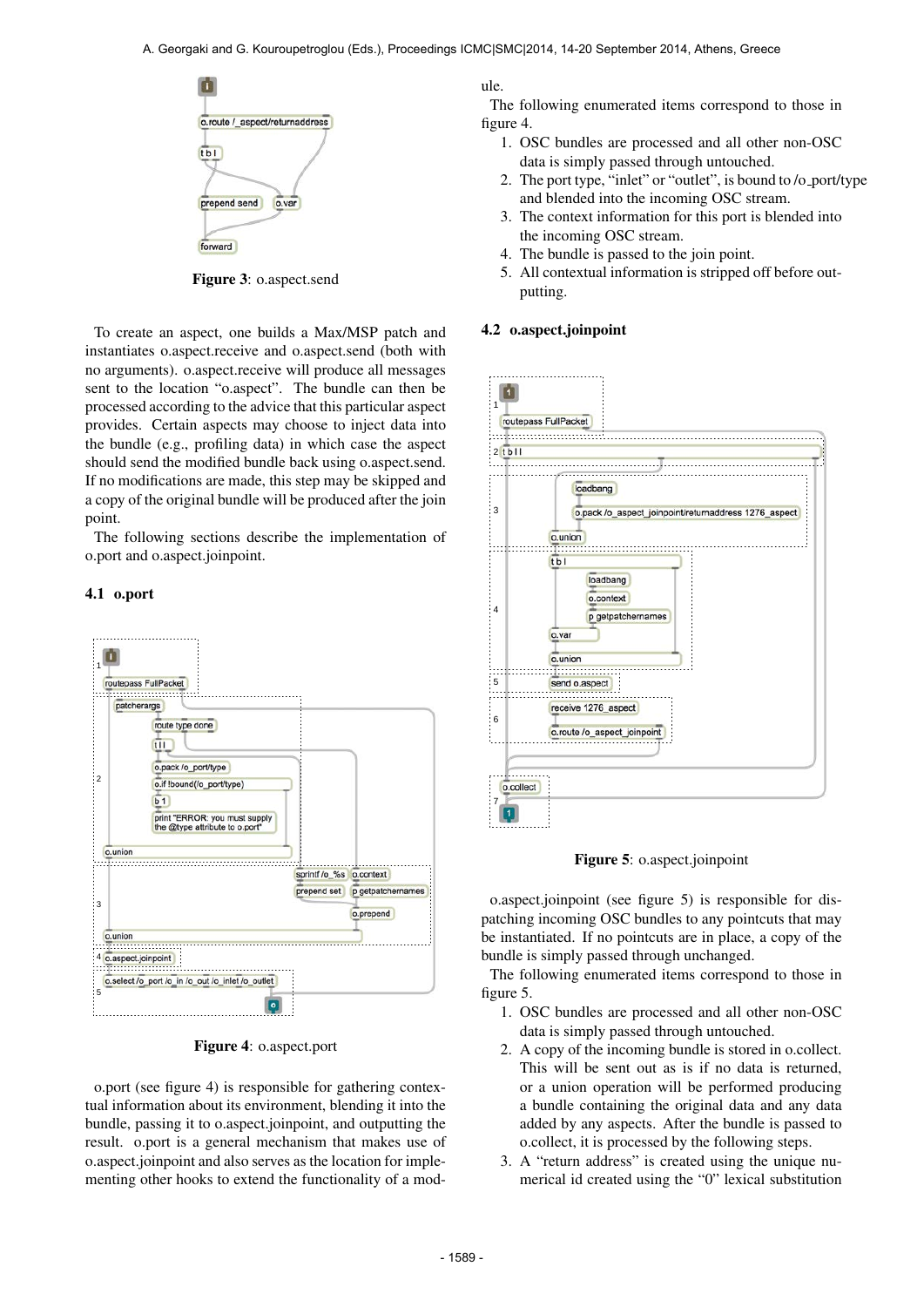**Figure 3**: o.aspect.send

To create an aspect, one builds a Max/MSP patch and instantiates o.aspect.receive and o.aspect.send (both with no arguments). o.aspect.receive will produce all messages sent to the location "o.aspect". The bundle can then be processed according to the advice that this particular aspect provides. Certain aspects may choose to inject data into the bundle (e.g., profiling data) in which case the aspect should send the modified bundle back using o.aspect.send. If no modifications are made, this step may be skipped and a copy of the original bundle will be produced after the join point.

The following sections describe the implementation of o.port and o.aspect.joinpoint.

### 4.1 o.port

**Figure 4**: o.aspect.port

o.port (see figure 4) is responsible for gathering contextual information about its environment, blending it into the bundle, passing it to o.aspect.joinpoint, and outputting the result. o.port is a general mechanism that makes use of o.aspect.joinpoint and also serves as the location for implementing other hooks to extend the functionality of a module.

The following enumerated items correspond to those in figure 4.

1. OSC bundles are processed and all other non-OSC data is simply passed through untouched.
2. The port type, "inlet" or "outlet", is bound to /o_port/type and blended into the incoming OSC stream.
3. The context information for this port is blended into the incoming OSC stream.
4. The bundle is passed to the join point.
5. All contextual information is stripped off before outputting.

### 4.2 o.aspect.joinpoint

**Figure 5**: o.aspect.joinpoint

o.aspect.joinpoint (see figure 5) is responsible for dispatching incoming OSC bundles to any pointcuts that may be instantiated. If no pointcuts are in place, a copy of the bundle is simply passed through unchanged.

The following enumerated items correspond to those in figure 5.

1. OSC bundles are processed and all other non-OSC data is simply passed through untouched.
2. A copy of the incoming bundle is stored in o.collect. This will be sent out as is if no data is returned, or a union operation will be performed producing a bundle containing the original data and any data added by any aspects. After the bundle is passed to o.collect, it is processed by the following steps.
3. A "return address" is created using the unique numerical id created using the "0" lexical substitution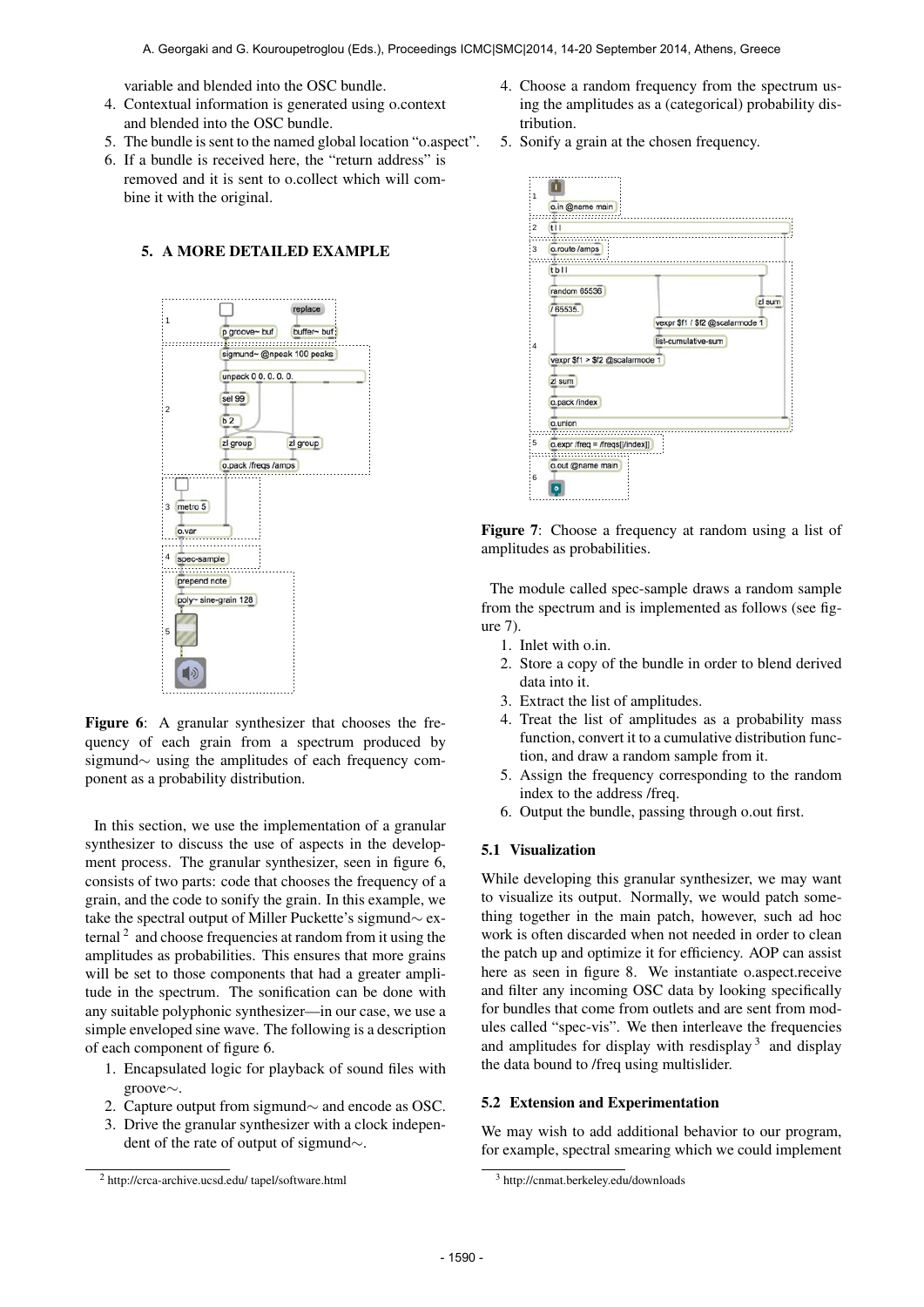variable and blended into the OSC bundle.

4. Contextual information is generated using o.context and blended into the OSC bundle.
5. The bundle is sent to the named global location "o.aspect".
6. If a bundle is received here, the "return address" is removed and it is sent to o.collect which will combine it with the original.

## 5. A MORE DETAILED EXAMPLE

**Figure 6**: A granular synthesizer that chooses the frequency of each grain from a spectrum produced by sigmund∼ using the amplitudes of each frequency component as a probability distribution.

In this section, we use the implementation of a granular synthesizer to discuss the use of aspects in the development process. The granular synthesizer, seen in figure 6, consists of two parts: code that chooses the frequency of a grain, and the code to sonify the grain. In this example, we take the spectral output of Miller Puckette's sigmund∼ external [2] and choose frequencies at random from it using the amplitudes as probabilities. This ensures that more grains will be set to those components that had a greater amplitude in the spectrum. The sonification can be done with any suitable polyphonic synthesizer—in our case, we use a simple enveloped sine wave. The following is a description of each component of figure 6.

1. Encapsulated logic for playback of sound files with groove∼.
2. Capture output from sigmund∼ and encode as OSC.
3. Drive the granular synthesizer with a clock independent of the rate of output of sigmund∼.
4. Choose a random frequency from the spectrum using the amplitudes as a (categorical) probability distribution.
5. Sonify a grain at the chosen frequency.

**Figure 7**: Choose a frequency at random using a list of amplitudes as probabilities.

The module called spec-sample draws a random sample from the spectrum and is implemented as follows (see figure 7).

1. Inlet with o.in.
2. Store a copy of the bundle in order to blend derived data into it.
3. Extract the list of amplitudes.
4. Treat the list of amplitudes as a probability mass function, convert it to a cumulative distribution function, and draw a random sample from it.
5. Assign the frequency corresponding to the random index to the address /freq.
6. Output the bundle, passing through o.out first.

### 5.1 Visualization

While developing this granular synthesizer, we may want to visualize its output. Normally, we would patch something together in the main patch, however, such ad hoc work is often discarded when not needed in order to clean the patch up and optimize it for efficiency. AOP can assist here as seen in figure 8. We instantiate o.aspect.receive and filter any incoming OSC data by looking specifically for bundles that come from outlets and are sent from modules called "spec-vis". We then interleave the frequencies and amplitudes for display with resdisplay [3] and display the data bound to /freq using multislider.

### 5.2 Extension and Experimentation

We may wish to add additional behavior to our program, for example, spectral smearing which we could implement

[2] http://crca-archive.ucsd.edu/ tapel/software.html

[3] http://cnmat.berkeley.edu/downloads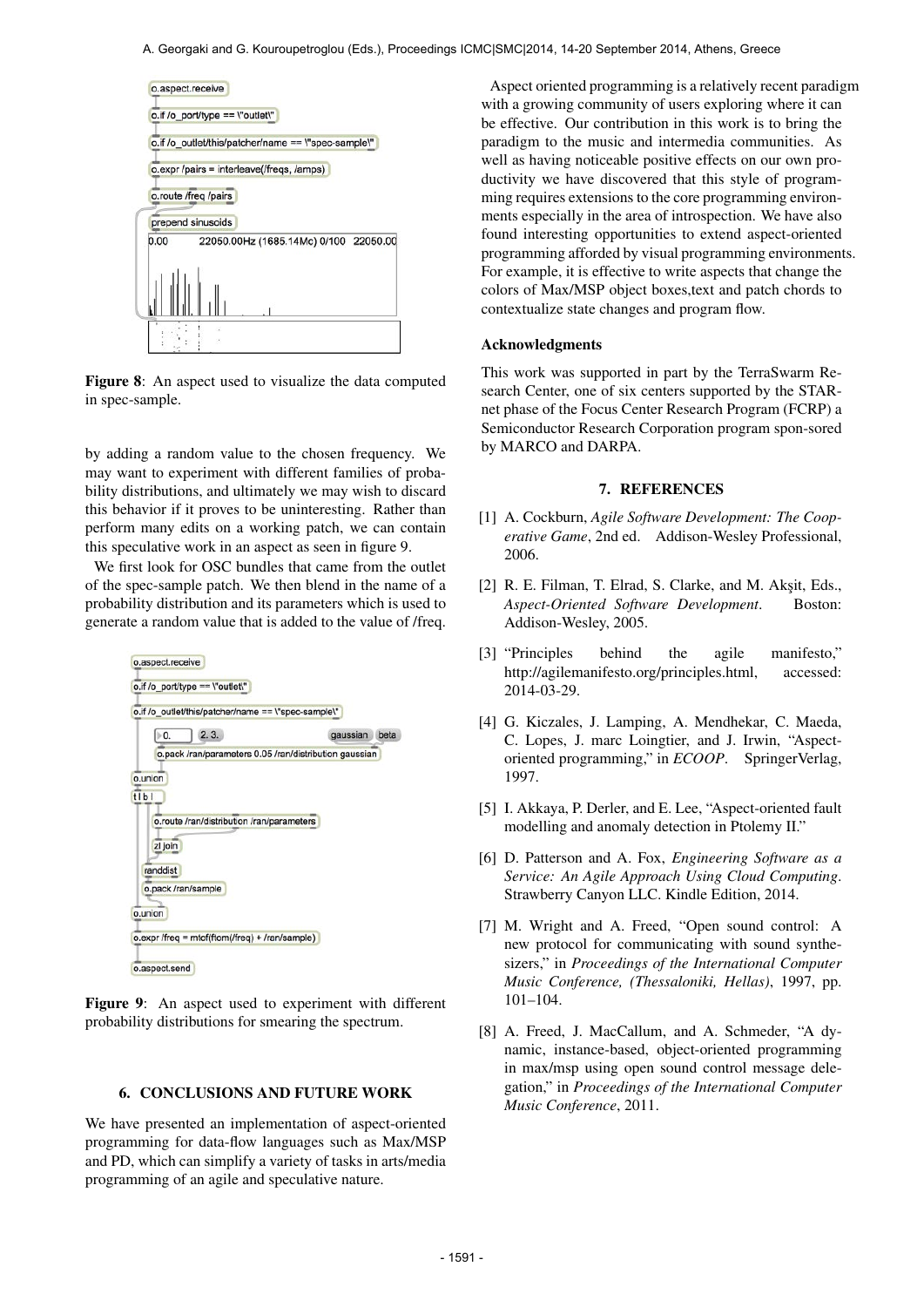o.aspect.receive

o.if /o_port/type == \"outlet\"

o.if /o_outlet/this/patcher/name == \"spec-sample\"

o.expr /pairs = interleave(/freqs, /amps)

o.route /freq /pairs

prepend sinusoids

0.00 22050.00Hz (1685.14Mc) 0/100 22050.00

**Figure 8**: An aspect used to visualize the data computed in spec-sample.

by adding a random value to the chosen frequency. We may want to experiment with different families of probability distributions, and ultimately we may wish to discard this behavior if it proves to be uninteresting. Rather than perform many edits on a working patch, we can contain this speculative work in an aspect as seen in figure 9.

We first look for OSC bundles that came from the outlet of the spec-sample patch. We then blend in the name of a probability distribution and its parameters which is used to generate a random value that is added to the value of /freq.

o.aspect.receive

o.if /o_port/type == \"outlet\"

o.if /o_outlet/this/patcher/name == \"spec-sample\"

0. 2. 3. gaussian beta

o.pack /ran/parameters 0.05 /ran/distribution gaussian

o.union

t l b l

o.route /ran/distribution /ran/parameters

zl join

randdist

o.pack /ran/sample

o.union

o.expr /freq = mtof(ftom(/freq) + /ran/sample)

o.aspect.send

**Figure 9**: An aspect used to experiment with different probability distributions for smearing the spectrum.

## 6. CONCLUSIONS AND FUTURE WORK

We have presented an implementation of aspect-oriented programming for data-flow languages such as Max/MSP and PD, which can simplify a variety of tasks in arts/media programming of an agile and speculative nature.

Aspect oriented programming is a relatively recent paradigm with a growing community of users exploring where it can be effective. Our contribution in this work is to bring the paradigm to the music and intermedia communities. As well as having noticeable positive effects on our own productivity we have discovered that this style of programming requires extensions to the core programming environments especially in the area of introspection. We have also found interesting opportunities to extend aspect-oriented programming afforded by visual programming environments. For example, it is effective to write aspects that change the colors of Max/MSP object boxes,text and patch chords to contextualize state changes and program flow.

### Acknowledgments

This work was supported in part by the TerraSwarm Research Center, one of six centers supported by the STARnet phase of the Focus Center Research Program (FCRP) a Semiconductor Research Corporation program spon-sored by MARCO and DARPA.

## 7. REFERENCES

[1] A. Cockburn, *Agile Software Development: The Cooperative Game*, 2nd ed. Addison-Wesley Professional, 2006.

[2] R. E. Filman, T. Elrad, S. Clarke, and M. Akşit, Eds., *Aspect-Oriented Software Development*. Boston: Addison-Wesley, 2005.

[3] "Principles behind the agile manifesto," http://agilemanifesto.org/principles.html, accessed: 2014-03-29.

[4] G. Kiczales, J. Lamping, A. Mendhekar, C. Maeda, C. Lopes, J. marc Loingtier, and J. Irwin, "Aspect-oriented programming," in *ECOOP*. SpringerVerlag, 1997.

[5] I. Akkaya, P. Derler, and E. Lee, "Aspect-oriented fault modelling and anomaly detection in Ptolemy II."

[6] D. Patterson and A. Fox, *Engineering Software as a Service: An Agile Approach Using Cloud Computing*. Strawberry Canyon LLC. Kindle Edition, 2014.

[7] M. Wright and A. Freed, "Open sound control: A new protocol for communicating with sound synthesizers," in *Proceedings of the International Computer Music Conference, (Thessaloniki, Hellas)*, 1997, pp. 101–104.

[8] A. Freed, J. MacCallum, and A. Schmeder, "A dynamic, instance-based, object-oriented programming in max/msp using open sound control message delegation," in *Proceedings of the International Computer Music Conference*, 2011.